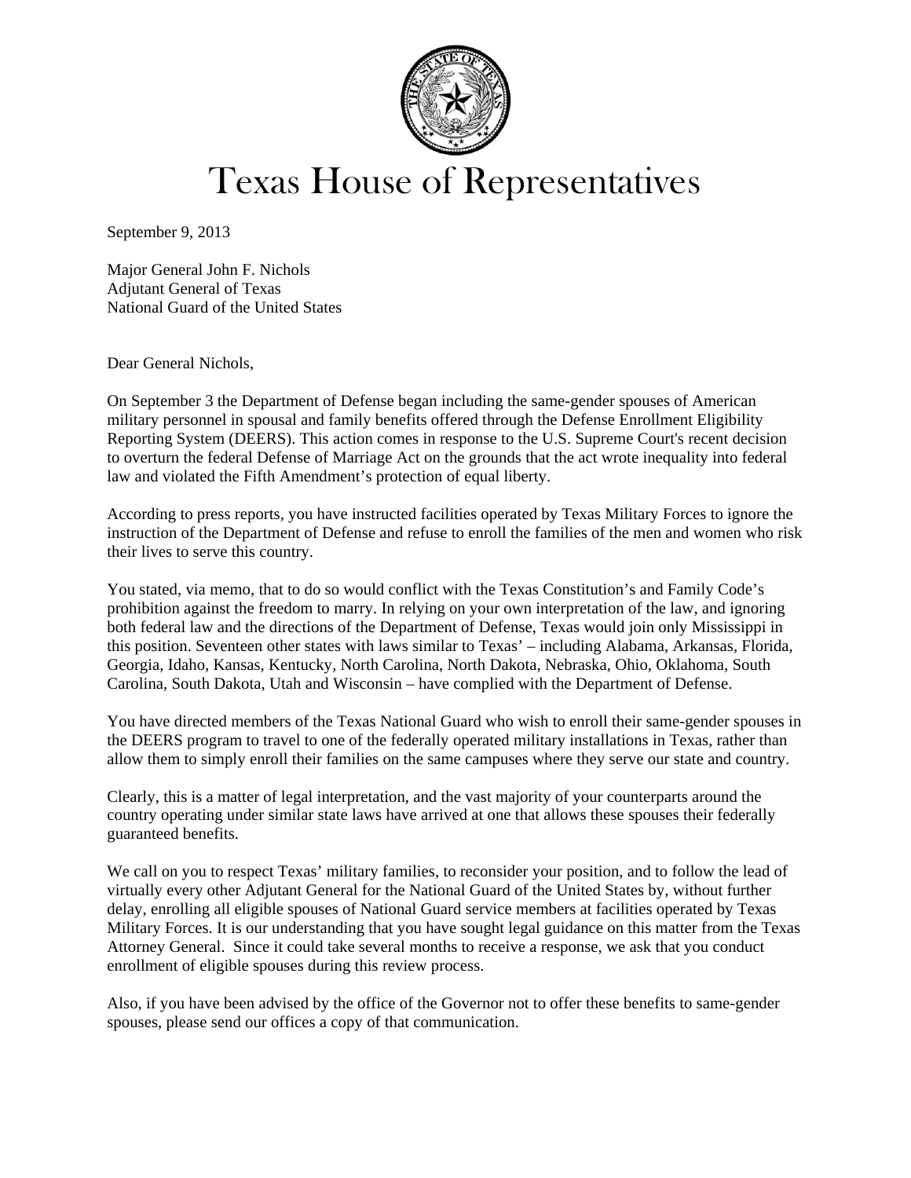# Texas House of Representatives

September 9, 2013

Major General John F. Nichols
Adjutant General of Texas
National Guard of the United States

Dear General Nichols,

On September 3 the Department of Defense began including the same-gender spouses of American military personnel in spousal and family benefits offered through the Defense Enrollment Eligibility Reporting System (DEERS). This action comes in response to the U.S. Supreme Court's recent decision to overturn the federal Defense of Marriage Act on the grounds that the act wrote inequality into federal law and violated the Fifth Amendment's protection of equal liberty.

According to press reports, you have instructed facilities operated by Texas Military Forces to ignore the instruction of the Department of Defense and refuse to enroll the families of the men and women who risk their lives to serve this country.

You stated, via memo, that to do so would conflict with the Texas Constitution's and Family Code's prohibition against the freedom to marry. In relying on your own interpretation of the law, and ignoring both federal law and the directions of the Department of Defense, Texas would join only Mississippi in this position. Seventeen other states with laws similar to Texas' – including Alabama, Arkansas, Florida, Georgia, Idaho, Kansas, Kentucky, North Carolina, North Dakota, Nebraska, Ohio, Oklahoma, South Carolina, South Dakota, Utah and Wisconsin – have complied with the Department of Defense.

You have directed members of the Texas National Guard who wish to enroll their same-gender spouses in the DEERS program to travel to one of the federally operated military installations in Texas, rather than allow them to simply enroll their families on the same campuses where they serve our state and country.

Clearly, this is a matter of legal interpretation, and the vast majority of your counterparts around the country operating under similar state laws have arrived at one that allows these spouses their federally guaranteed benefits.

We call on you to respect Texas' military families, to reconsider your position, and to follow the lead of virtually every other Adjutant General for the National Guard of the United States by, without further delay, enrolling all eligible spouses of National Guard service members at facilities operated by Texas Military Forces. It is our understanding that you have sought legal guidance on this matter from the Texas Attorney General. Since it could take several months to receive a response, we ask that you conduct enrollment of eligible spouses during this review process.

Also, if you have been advised by the office of the Governor not to offer these benefits to same-gender spouses, please send our offices a copy of that communication.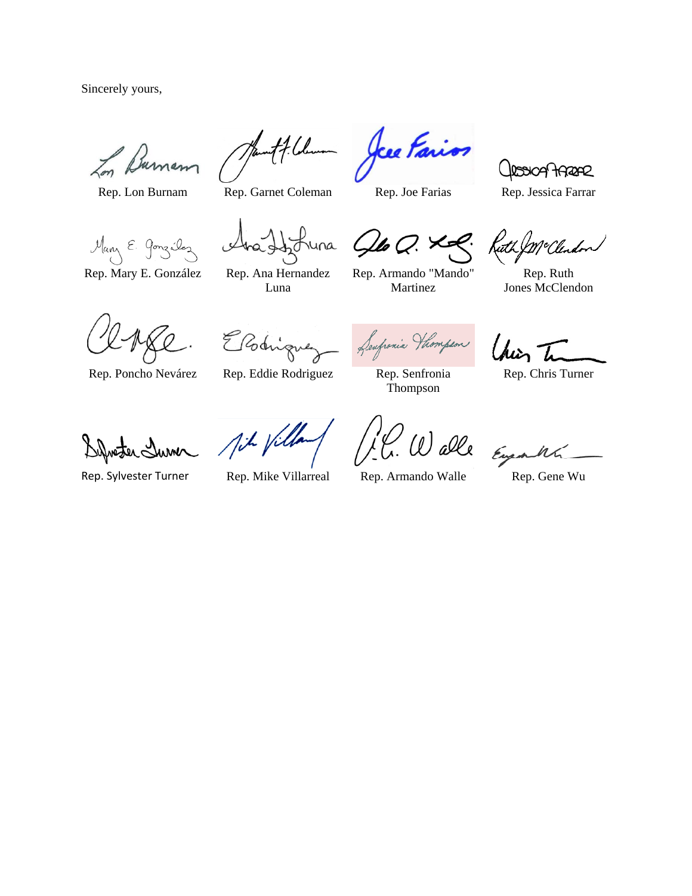Sincerely yours,

| | | | |
|---|---|---|---|
| Rep. Lon Burnam | Rep. Garnet Coleman | Rep. Joe Farias | Rep. Jessica Farrar |
| Rep. Mary E. González | Rep. Ana Hernandez Luna | Rep. Armando "Mando" Martinez | Rep. Ruth Jones McClendon |
| Rep. Poncho Nevárez | Rep. Eddie Rodriguez | Rep. Senfronia Thompson | Rep. Chris Turner |
| Rep. Sylvester Turner | Rep. Mike Villarreal | Rep. Armando Walle | Rep. Gene Wu |